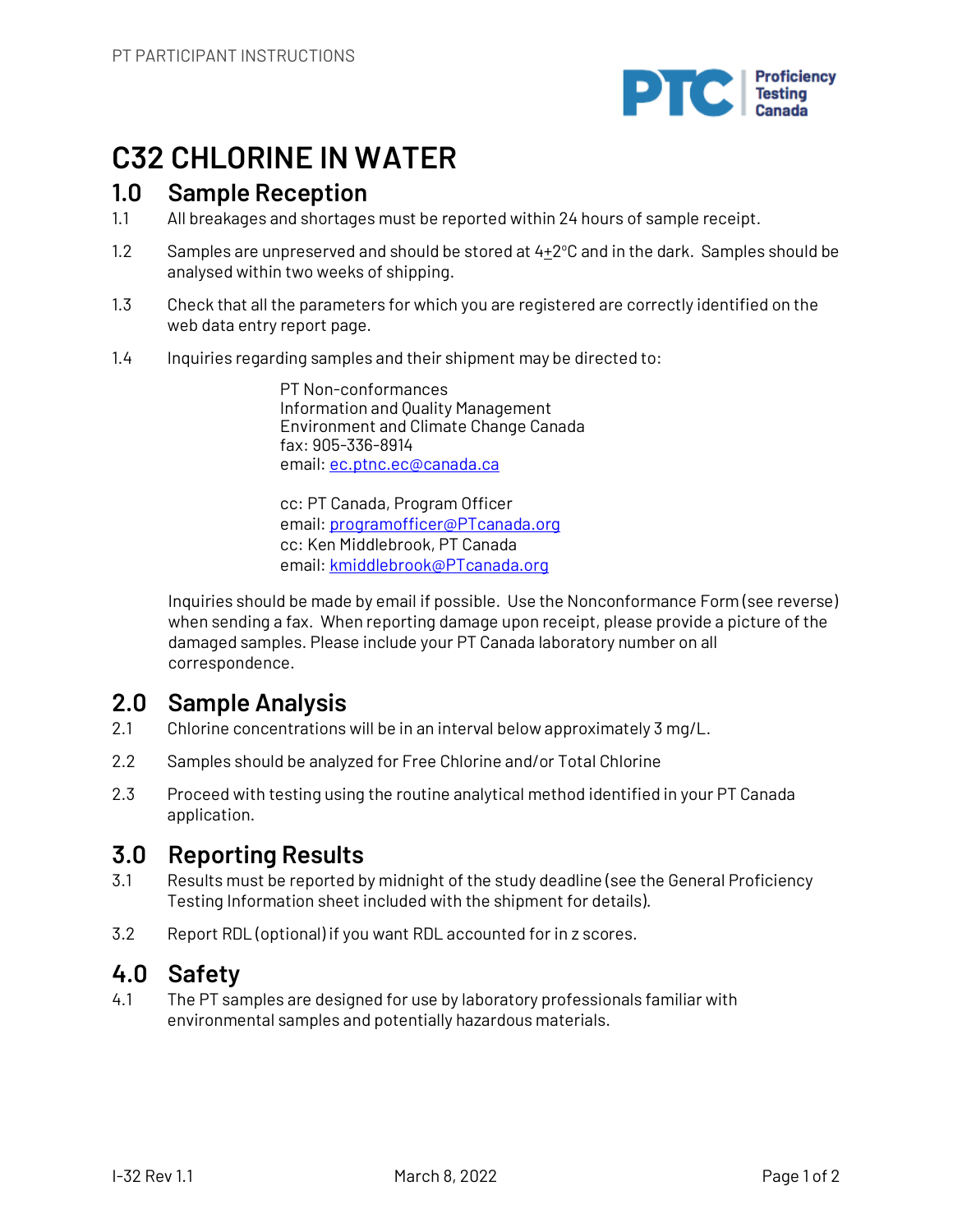PT PARTICIPANT INSTRUCTIONS

# C32 CHLORINE IN WATER

## 1.0 Sample Reception

1.1 All breakages and shortages must be reported within 24 hours of sample receipt.

1.2 Samples are unpreserved and should be stored at 4±2°C and in the dark. Samples should be analysed within two weeks of shipping.

1.3 Check that all the parameters for which you are registered are correctly identified on the web data entry report page.

1.4 Inquiries regarding samples and their shipment may be directed to:

PT Non-conformances
Information and Quality Management
Environment and Climate Change Canada
fax: 905-336-8914
email: ec.ptnc.ec@canada.ca

cc: PT Canada, Program Officer
email: programofficer@PTcanada.org
cc: Ken Middlebrook, PT Canada
email: kmiddlebrook@PTcanada.org

Inquiries should be made by email if possible. Use the Nonconformance Form (see reverse) when sending a fax. When reporting damage upon receipt, please provide a picture of the damaged samples. Please include your PT Canada laboratory number on all correspondence.

## 2.0 Sample Analysis

2.1 Chlorine concentrations will be in an interval below approximately 3 mg/L.

2.2 Samples should be analyzed for Free Chlorine and/or Total Chlorine

2.3 Proceed with testing using the routine analytical method identified in your PT Canada application.

## 3.0 Reporting Results

3.1 Results must be reported by midnight of the study deadline (see the General Proficiency Testing Information sheet included with the shipment for details).

3.2 Report RDL (optional) if you want RDL accounted for in z scores.

## 4.0 Safety

4.1 The PT samples are designed for use by laboratory professionals familiar with environmental samples and potentially hazardous materials.

I-32 Rev 1.1 March 8, 2022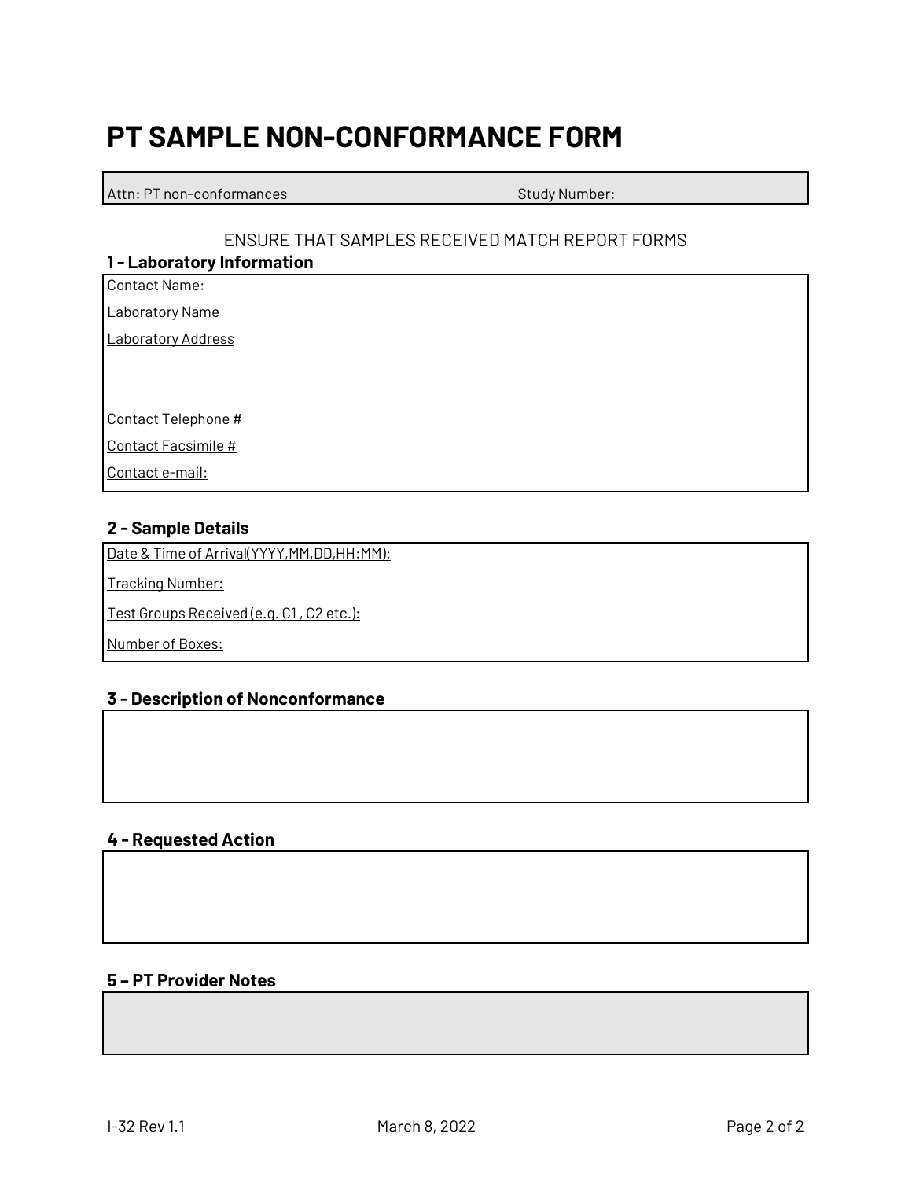# PT SAMPLE NON-CONFORMANCE FORM

| | |
|---|---|
| Attn: PT non-conformances | Study Number: |

ENSURE THAT SAMPLES RECEIVED MATCH REPORT FORMS

### 1 - Laboratory Information

Contact Name:

Laboratory Name

Laboratory Address

Contact Telephone #

Contact Facsimile #

Contact e-mail:

### 2 - Sample Details

Date & Time of Arrival(YYYY,MM,DD,HH:MM):

Tracking Number:

Test Groups Received (e.g. C1 , C2 etc.):

Number of Boxes:

### 3 - Description of Nonconformance

### 4 - Requested Action

### 5 – PT Provider Notes

I-32 Rev 1.1 March 8, 2022